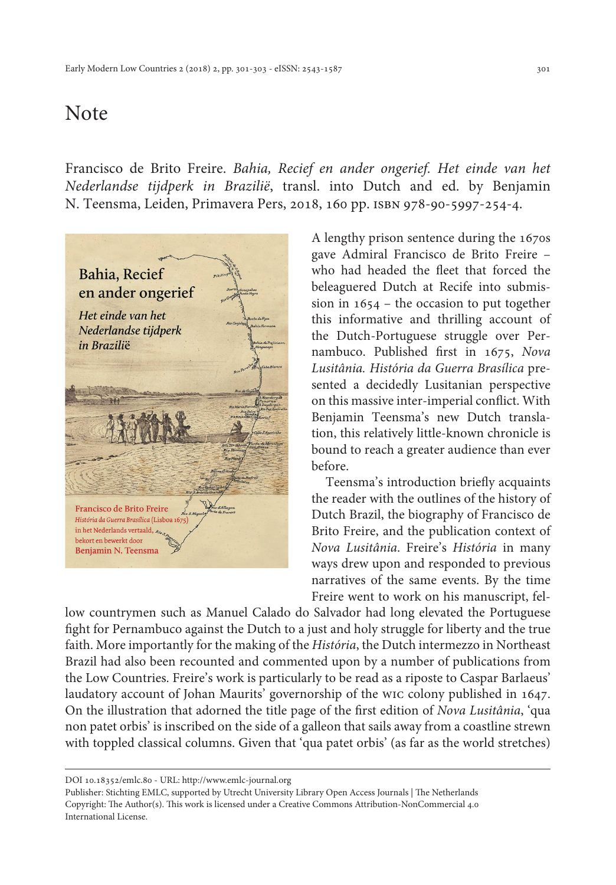# Note

Francisco de Brito Freire. *Bahia, Recief en ander ongerief. Het einde van het Nederlandse tijdperk in Brazilië*, transl. into Dutch and ed. by Benjamin N. Teensma, Leiden, Primavera Pers, 2018, 160 pp. ISBN 978-90-5997-254-4.

A lengthy prison sentence during the 1670s gave Admiral Francisco de Brito Freire – who had headed the fleet that forced the beleaguered Dutch at Recife into submission in 1654 – the occasion to put together this informative and thrilling account of the Dutch-Portuguese struggle over Pernambuco. Published first in 1675, *Nova Lusitânia. História da Guerra Brasílica* presented a decidedly Lusitanian perspective on this massive inter-imperial conflict. With Benjamin Teensma's new Dutch translation, this relatively little-known chronicle is bound to reach a greater audience than ever before.

Teensma's introduction briefly acquaints the reader with the outlines of the history of Dutch Brazil, the biography of Francisco de Brito Freire, and the publication context of *Nova Lusitânia*. Freire's *História* in many ways drew upon and responded to previous narratives of the same events. By the time Freire went to work on his manuscript, fellow countrymen such as Manuel Calado do Salvador had long elevated the Portuguese fight for Pernambuco against the Dutch to a just and holy struggle for liberty and the true faith. More importantly for the making of the *História*, the Dutch intermezzo in Northeast Brazil had also been recounted and commented upon by a number of publications from the Low Countries. Freire's work is particularly to be read as a riposte to Caspar Barlaeus' laudatory account of Johan Maurits' governorship of the WIC colony published in 1647. On the illustration that adorned the title page of the first edition of *Nova Lusitânia*, 'qua non patet orbis' is inscribed on the side of a galleon that sails away from a coastline strewn with toppled classical columns. Given that 'qua patet orbis' (as far as the world stretches)

DOI 10.18352/emlc.80 - URL: http://www.emlc-journal.org
Publisher: Stichting EMLC, supported by Utrecht University Library Open Access Journals | The Netherlands
Copyright: The Author(s). This work is licensed under a Creative Commons Attribution-NonCommercial 4.0 International License.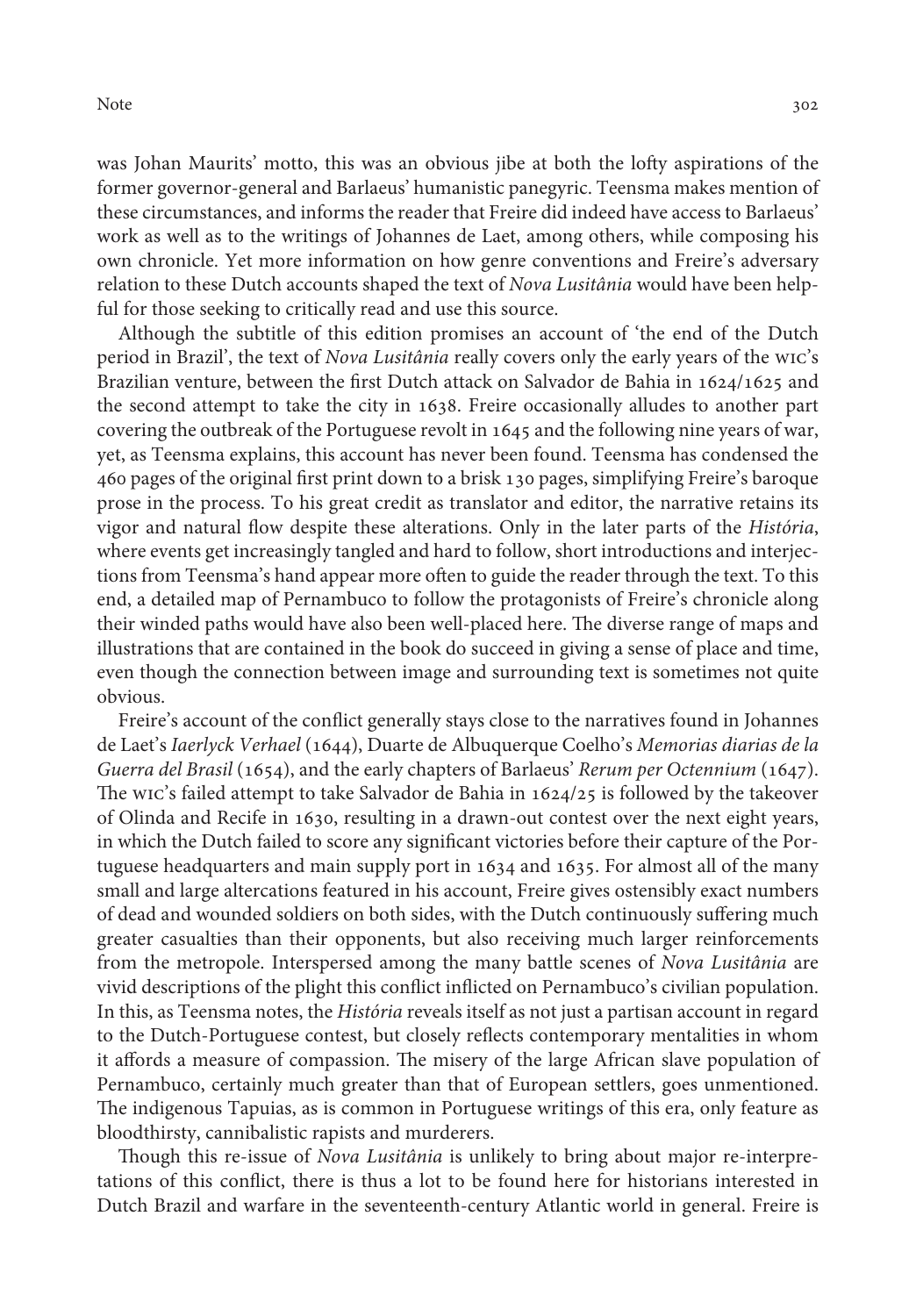was Johan Maurits' motto, this was an obvious jibe at both the lofty aspirations of the former governor-general and Barlaeus' humanistic panegyric. Teensma makes mention of these circumstances, and informs the reader that Freire did indeed have access to Barlaeus' work as well as to the writings of Johannes de Laet, among others, while composing his own chronicle. Yet more information on how genre conventions and Freire's adversary relation to these Dutch accounts shaped the text of *Nova Lusitânia* would have been helpful for those seeking to critically read and use this source.

Although the subtitle of this edition promises an account of 'the end of the Dutch period in Brazil', the text of *Nova Lusitânia* really covers only the early years of the WIC's Brazilian venture, between the first Dutch attack on Salvador de Bahia in 1624/1625 and the second attempt to take the city in 1638. Freire occasionally alludes to another part covering the outbreak of the Portuguese revolt in 1645 and the following nine years of war, yet, as Teensma explains, this account has never been found. Teensma has condensed the 460 pages of the original first print down to a brisk 130 pages, simplifying Freire's baroque prose in the process. To his great credit as translator and editor, the narrative retains its vigor and natural flow despite these alterations. Only in the later parts of the *História*, where events get increasingly tangled and hard to follow, short introductions and interjections from Teensma's hand appear more often to guide the reader through the text. To this end, a detailed map of Pernambuco to follow the protagonists of Freire's chronicle along their winded paths would have also been well-placed here. The diverse range of maps and illustrations that are contained in the book do succeed in giving a sense of place and time, even though the connection between image and surrounding text is sometimes not quite obvious.

Freire's account of the conflict generally stays close to the narratives found in Johannes de Laet's *Iaerlyck Verhael* (1644), Duarte de Albuquerque Coelho's *Memorias diarias de la Guerra del Brasil* (1654), and the early chapters of Barlaeus' *Rerum per Octennium* (1647). The WIC's failed attempt to take Salvador de Bahia in 1624/25 is followed by the takeover of Olinda and Recife in 1630, resulting in a drawn-out contest over the next eight years, in which the Dutch failed to score any significant victories before their capture of the Portuguese headquarters and main supply port in 1634 and 1635. For almost all of the many small and large altercations featured in his account, Freire gives ostensibly exact numbers of dead and wounded soldiers on both sides, with the Dutch continuously suffering much greater casualties than their opponents, but also receiving much larger reinforcements from the metropole. Interspersed among the many battle scenes of *Nova Lusitânia* are vivid descriptions of the plight this conflict inflicted on Pernambuco's civilian population. In this, as Teensma notes, the *História* reveals itself as not just a partisan account in regard to the Dutch-Portuguese contest, but closely reflects contemporary mentalities in whom it affords a measure of compassion. The misery of the large African slave population of Pernambuco, certainly much greater than that of European settlers, goes unmentioned. The indigenous Tapuias, as is common in Portuguese writings of this era, only feature as bloodthirsty, cannibalistic rapists and murderers.

Though this re-issue of *Nova Lusitânia* is unlikely to bring about major re-interpretations of this conflict, there is thus a lot to be found here for historians interested in Dutch Brazil and warfare in the seventeenth-century Atlantic world in general. Freire is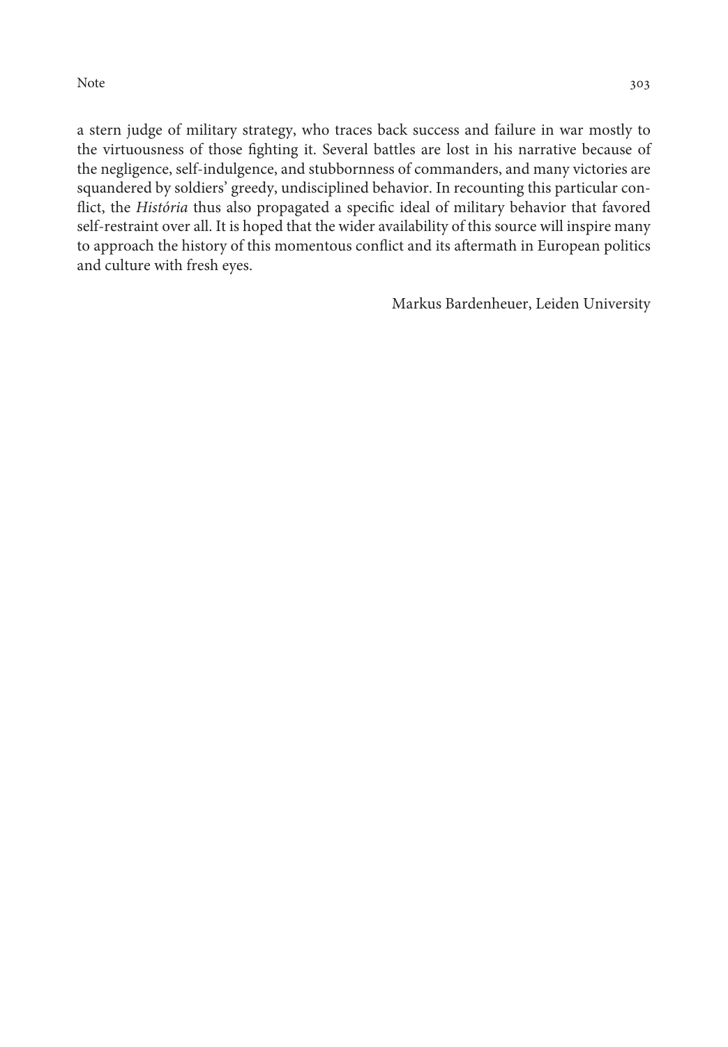a stern judge of military strategy, who traces back success and failure in war mostly to the virtuousness of those fighting it. Several battles are lost in his narrative because of the negligence, self-indulgence, and stubbornness of commanders, and many victories are squandered by soldiers' greedy, undisciplined behavior. In recounting this particular conflict, the *História* thus also propagated a specific ideal of military behavior that favored self-restraint over all. It is hoped that the wider availability of this source will inspire many to approach the history of this momentous conflict and its aftermath in European politics and culture with fresh eyes.

Markus Bardenheuer, Leiden University